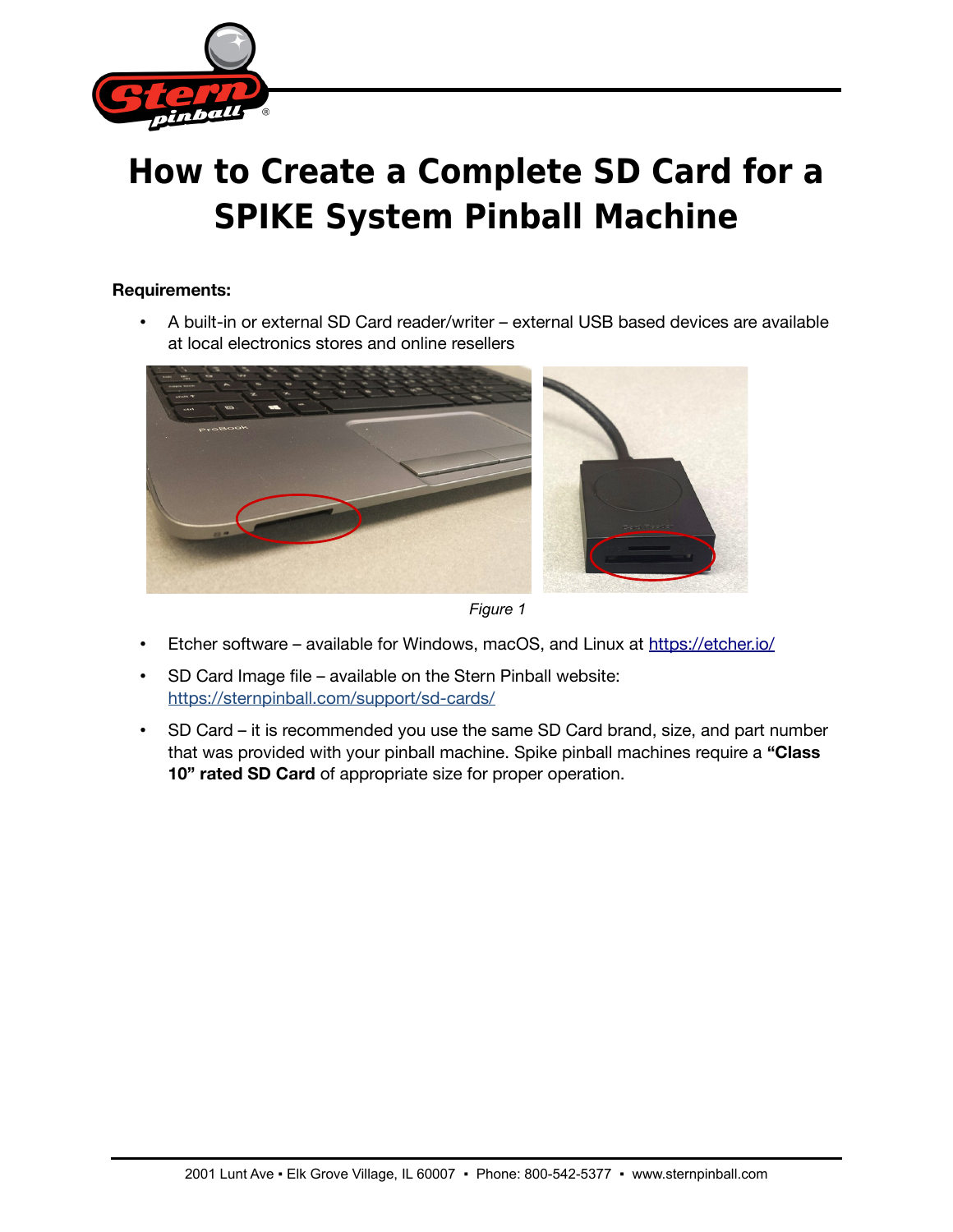# How to Create a Complete SD Card for a SPIKE System Pinball Machine

**Requirements:**

- A built-in or external SD Card reader/writer – external USB based devices are available at local electronics stores and online resellers

*Figure 1*

- Etcher software – available for Windows, macOS, and Linux at https://etcher.io/
- SD Card Image file – available on the Stern Pinball website: https://sternpinball.com/support/sd-cards/
- SD Card – it is recommended you use the same SD Card brand, size, and part number that was provided with your pinball machine. Spike pinball machines require a **"Class 10" rated SD Card** of appropriate size for proper operation.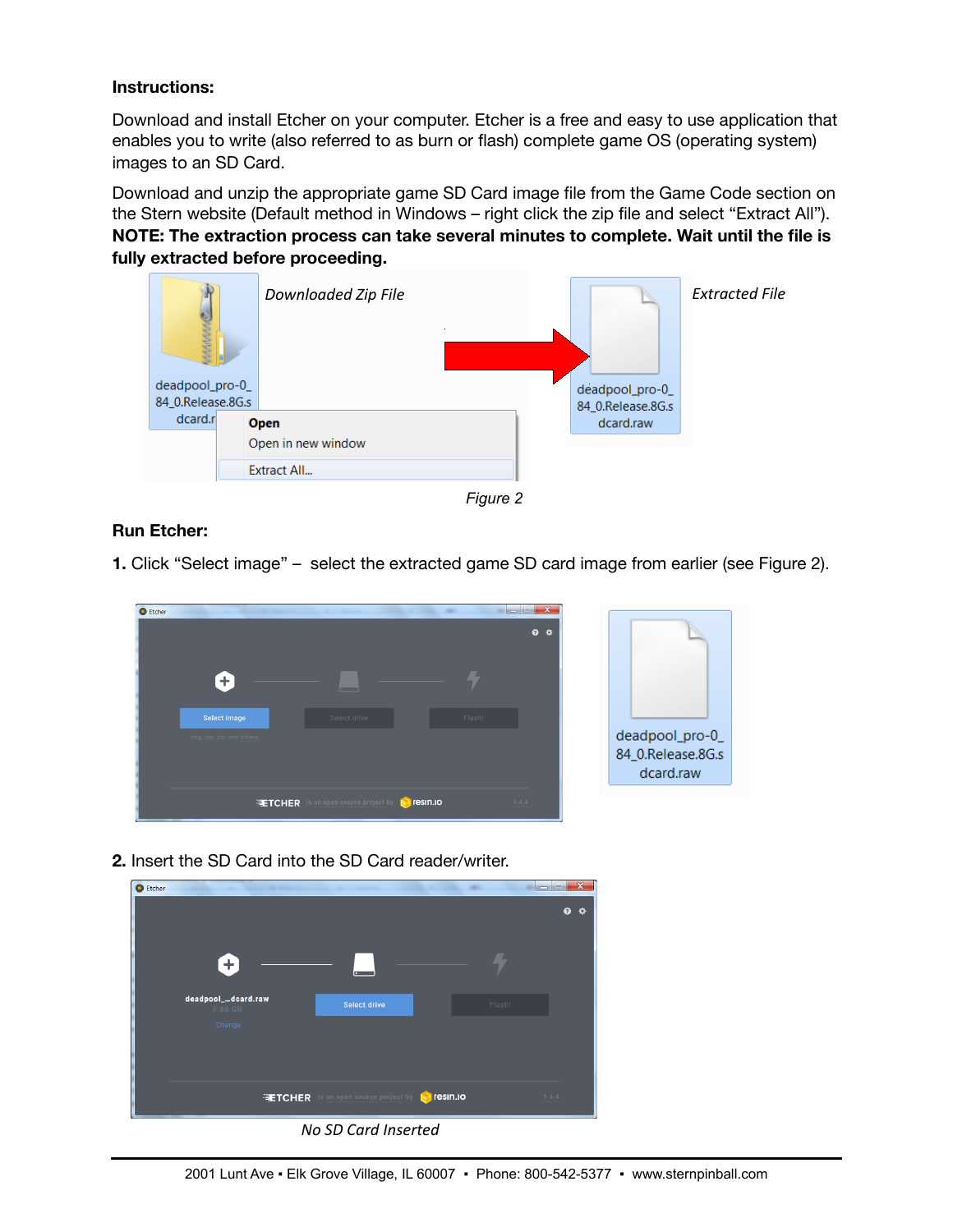**Instructions:**

Download and install Etcher on your computer. Etcher is a free and easy to use application that enables you to write (also referred to as burn or flash) complete game OS (operating system) images to an SD Card.

Download and unzip the appropriate game SD Card image file from the Game Code section on the Stern website (Default method in Windows – right click the zip file and select "Extract All"). **NOTE: The extraction process can take several minutes to complete. Wait until the file is fully extracted before proceeding.**

*Figure 2*

**Run Etcher:**

**1.** Click "Select image" – select the extracted game SD card image from earlier (see Figure 2).

**2.** Insert the SD Card into the SD Card reader/writer.

*No SD Card Inserted*

2001 Lunt Ave • Elk Grove Village, IL 60007 • Phone: 800-542-5377 • www.sternpinball.com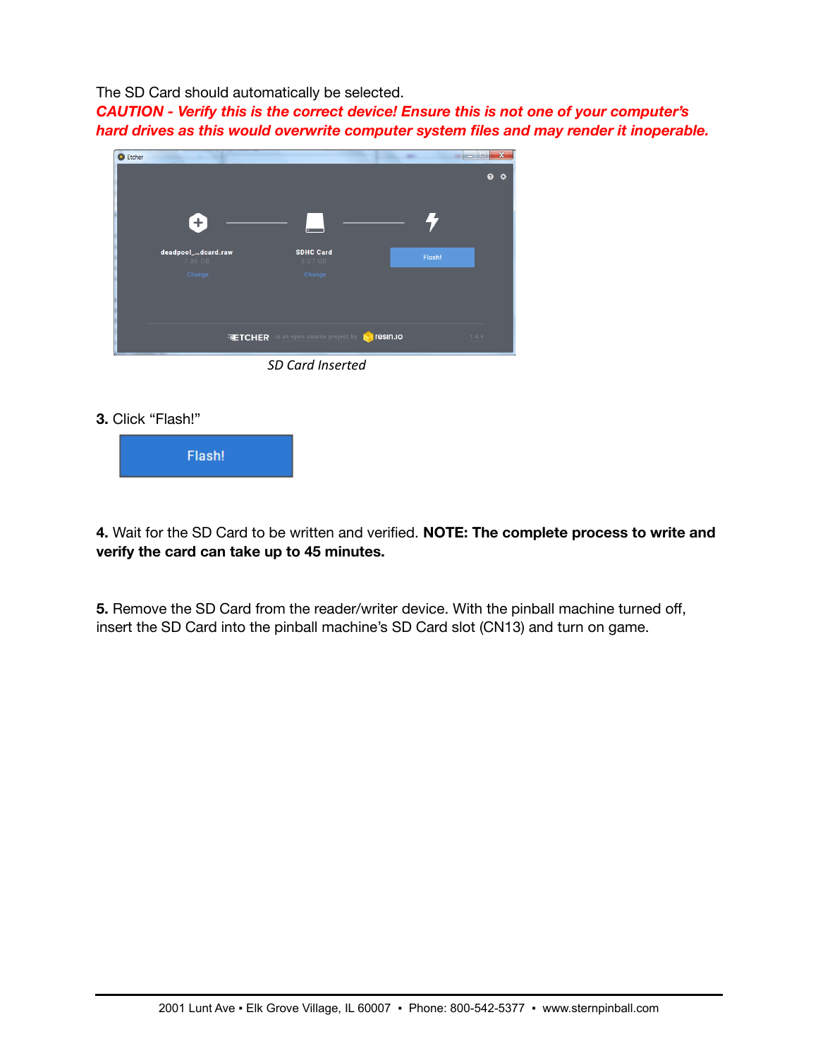The SD Card should automatically be selected.

***CAUTION - Verify this is the correct device! Ensure this is not one of your computer's hard drives as this would overwrite computer system files and may render it inoperable.***

*SD Card Inserted*

**3.** Click "Flash!"

**4.** Wait for the SD Card to be written and verified. **NOTE: The complete process to write and verify the card can take up to 45 minutes.**

**5.** Remove the SD Card from the reader/writer device. With the pinball machine turned off, insert the SD Card into the pinball machine's SD Card slot (CN13) and turn on game.

2001 Lunt Ave ▪ Elk Grove Village, IL 60007 ▪ Phone: 800-542-5377 ▪ www.sternpinball.com